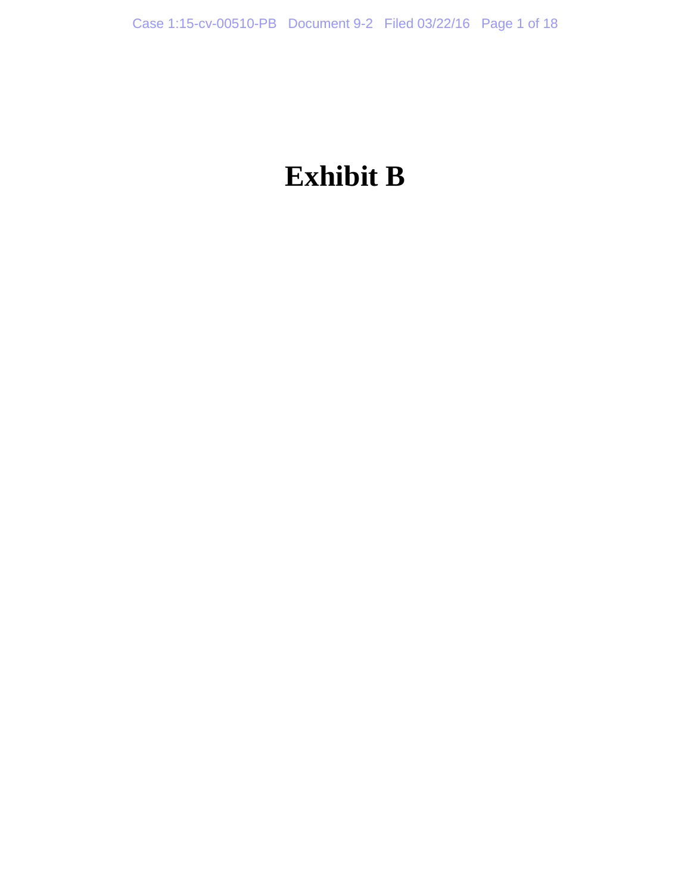# Exhibit B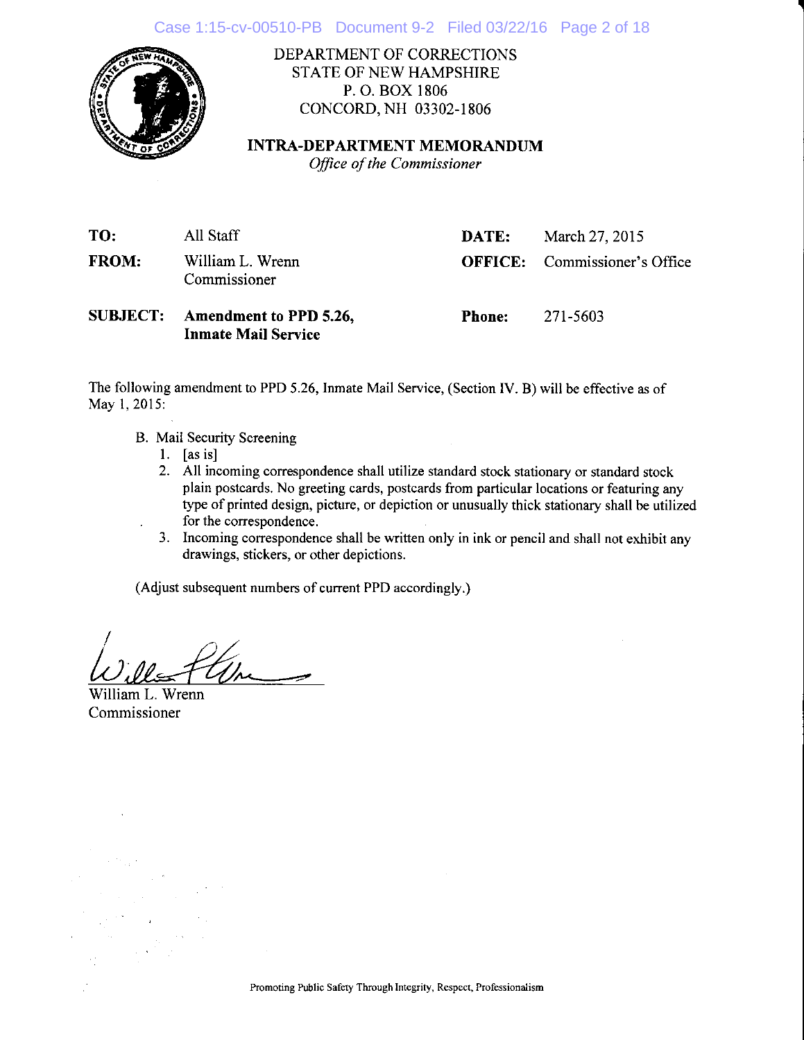DEPARTMENT OF CORRECTIONS
STATE OF NEW HAMPSHIRE
P. O. BOX 1806
CONCORD, NH 03302-1806

**INTRA-DEPARTMENT MEMORANDUM**
*Office of the Commissioner*

| | | | |
|---|---|---|---|
| **TO:** | All Staff | **DATE:** | March 27, 2015 |
| **FROM:** | William L. Wrenn<br>Commissioner | **OFFICE:** | Commissioner's Office |
| **SUBJECT:** | **Amendment to PPD 5.26, Inmate Mail Service** | **Phone:** | 271-5603 |

The following amendment to PPD 5.26, Inmate Mail Service, (Section IV. B) will be effective as of May 1, 2015:

B. Mail Security Screening
  1. [as is]
  2. All incoming correspondence shall utilize standard stock stationary or standard stock plain postcards. No greeting cards, postcards from particular locations or featuring any type of printed design, picture, or depiction or unusually thick stationary shall be utilized for the correspondence.
  3. Incoming correspondence shall be written only in ink or pencil and shall not exhibit any drawings, stickers, or other depictions.

(Adjust subsequent numbers of current PPD accordingly.)

William L. Wrenn
Commissioner

Promoting Public Safety Through Integrity, Respect, Professionalism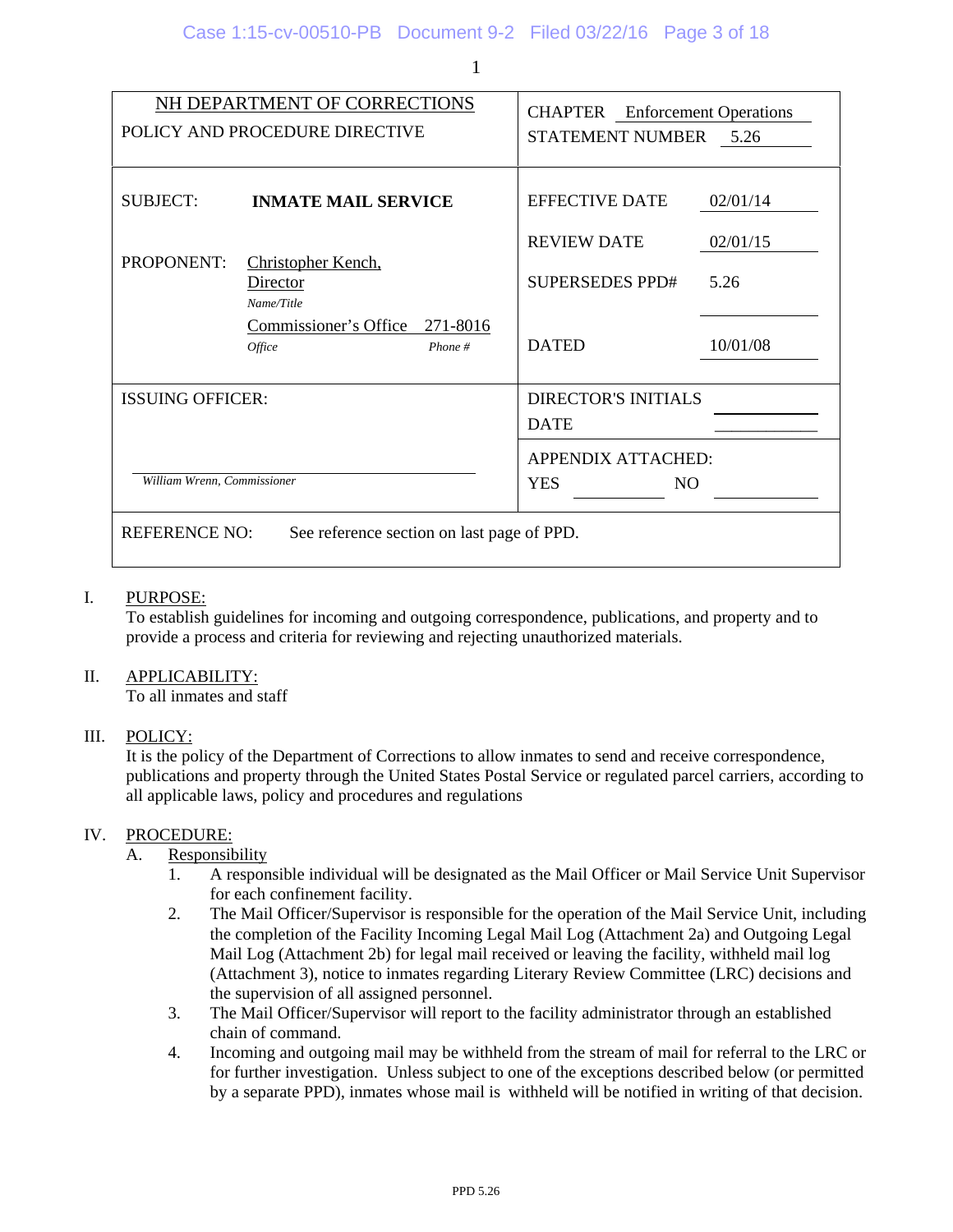| NH DEPARTMENT OF CORRECTIONS<br>POLICY AND PROCEDURE DIRECTIVE | CHAPTER Enforcement Operations<br>STATEMENT NUMBER 5.26 |
|---|---|
| SUBJECT: **INMATE MAIL SERVICE**<br><br>PROPONENT: Christopher Kench, Director<br>*Name/Title*<br>Commissioner's Office 271-8016<br>*Office* *Phone #* | EFFECTIVE DATE 02/01/14<br><br>REVIEW DATE 02/01/15<br><br>SUPERSEDES PPD# 5.26<br><br>DATED 10/01/08 |
| ISSUING OFFICER:<br><br>*William Wrenn, Commissioner* | DIRECTOR'S INITIALS<br>DATE<br><br>APPENDIX ATTACHED:<br>YES NO |
| REFERENCE NO: See reference section on last page of PPD. | |

I. PURPOSE:
To establish guidelines for incoming and outgoing correspondence, publications, and property and to provide a process and criteria for reviewing and rejecting unauthorized materials.

II. APPLICABILITY:
To all inmates and staff

III. POLICY:
It is the policy of the Department of Corrections to allow inmates to send and receive correspondence, publications and property through the United States Postal Service or regulated parcel carriers, according to all applicable laws, policy and procedures and regulations

IV. PROCEDURE:

A. Responsibility

1. A responsible individual will be designated as the Mail Officer or Mail Service Unit Supervisor for each confinement facility.
2. The Mail Officer/Supervisor is responsible for the operation of the Mail Service Unit, including the completion of the Facility Incoming Legal Mail Log (Attachment 2a) and Outgoing Legal Mail Log (Attachment 2b) for legal mail received or leaving the facility, withheld mail log (Attachment 3), notice to inmates regarding Literary Review Committee (LRC) decisions and the supervision of all assigned personnel.
3. The Mail Officer/Supervisor will report to the facility administrator through an established chain of command.
4. Incoming and outgoing mail may be withheld from the stream of mail for referral to the LRC or for further investigation. Unless subject to one of the exceptions described below (or permitted by a separate PPD), inmates whose mail is withheld will be notified in writing of that decision.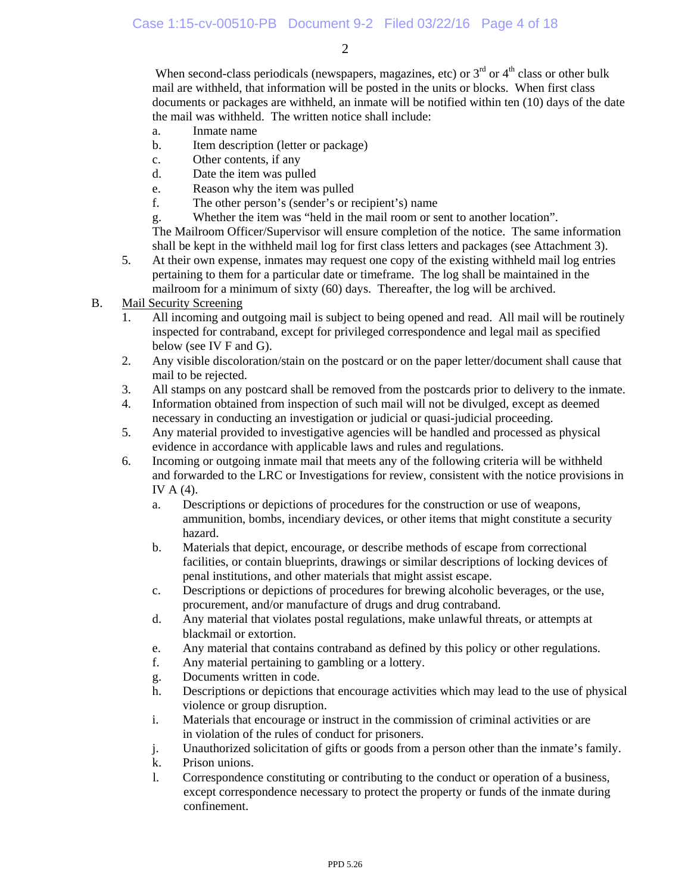When second-class periodicals (newspapers, magazines, etc) or 3rd or 4th class or other bulk mail are withheld, that information will be posted in the units or blocks. When first class documents or packages are withheld, an inmate will be notified within ten (10) days of the date the mail was withheld. The written notice shall include:

a. Inmate name
b. Item description (letter or package)
c. Other contents, if any
d. Date the item was pulled
e. Reason why the item was pulled
f. The other person's (sender's or recipient's) name
g. Whether the item was "held in the mail room or sent to another location".

The Mailroom Officer/Supervisor will ensure completion of the notice. The same information shall be kept in the withheld mail log for first class letters and packages (see Attachment 3).

5. At their own expense, inmates may request one copy of the existing withheld mail log entries pertaining to them for a particular date or timeframe. The log shall be maintained in the mailroom for a minimum of sixty (60) days. Thereafter, the log will be archived.

B. <u>Mail Security Screening</u>

1. All incoming and outgoing mail is subject to being opened and read. All mail will be routinely inspected for contraband, except for privileged correspondence and legal mail as specified below (see IV F and G).
2. Any visible discoloration/stain on the postcard or on the paper letter/document shall cause that mail to be rejected.
3. All stamps on any postcard shall be removed from the postcards prior to delivery to the inmate.
4. Information obtained from inspection of such mail will not be divulged, except as deemed necessary in conducting an investigation or judicial or quasi-judicial proceeding.
5. Any material provided to investigative agencies will be handled and processed as physical evidence in accordance with applicable laws and rules and regulations.
6. Incoming or outgoing inmate mail that meets any of the following criteria will be withheld and forwarded to the LRC or Investigations for review, consistent with the notice provisions in IV A (4).
   a. Descriptions or depictions of procedures for the construction or use of weapons, ammunition, bombs, incendiary devices, or other items that might constitute a security hazard.
   b. Materials that depict, encourage, or describe methods of escape from correctional facilities, or contain blueprints, drawings or similar descriptions of locking devices of penal institutions, and other materials that might assist escape.
   c. Descriptions or depictions of procedures for brewing alcoholic beverages, or the use, procurement, and/or manufacture of drugs and drug contraband.
   d. Any material that violates postal regulations, make unlawful threats, or attempts at blackmail or extortion.
   e. Any material that contains contraband as defined by this policy or other regulations.
   f. Any material pertaining to gambling or a lottery.
   g. Documents written in code.
   h. Descriptions or depictions that encourage activities which may lead to the use of physical violence or group disruption.
   i. Materials that encourage or instruct in the commission of criminal activities or are in violation of the rules of conduct for prisoners.
   j. Unauthorized solicitation of gifts or goods from a person other than the inmate's family.
   k. Prison unions.
   l. Correspondence constituting or contributing to the conduct or operation of a business, except correspondence necessary to protect the property or funds of the inmate during confinement.

PPD 5.26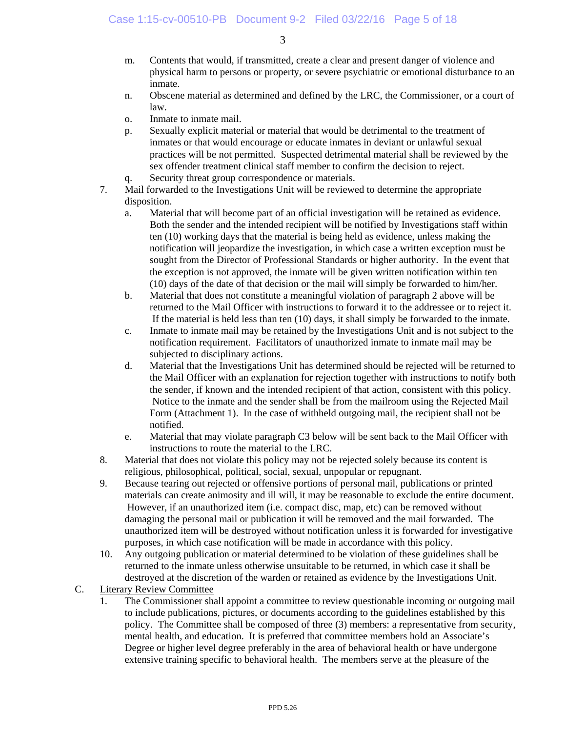m. Contents that would, if transmitted, create a clear and present danger of violence and physical harm to persons or property, or severe psychiatric or emotional disturbance to an inmate.

n. Obscene material as determined and defined by the LRC, the Commissioner, or a court of law.

o. Inmate to inmate mail.

p. Sexually explicit material or material that would be detrimental to the treatment of inmates or that would encourage or educate inmates in deviant or unlawful sexual practices will be not permitted. Suspected detrimental material shall be reviewed by the sex offender treatment clinical staff member to confirm the decision to reject.

q. Security threat group correspondence or materials.

7. Mail forwarded to the Investigations Unit will be reviewed to determine the appropriate disposition.

   a. Material that will become part of an official investigation will be retained as evidence. Both the sender and the intended recipient will be notified by Investigations staff within ten (10) working days that the material is being held as evidence, unless making the notification will jeopardize the investigation, in which case a written exception must be sought from the Director of Professional Standards or higher authority. In the event that the exception is not approved, the inmate will be given written notification within ten (10) days of the date of that decision or the mail will simply be forwarded to him/her.

   b. Material that does not constitute a meaningful violation of paragraph 2 above will be returned to the Mail Officer with instructions to forward it to the addressee or to reject it. If the material is held less than ten (10) days, it shall simply be forwarded to the inmate.

   c. Inmate to inmate mail may be retained by the Investigations Unit and is not subject to the notification requirement. Facilitators of unauthorized inmate to inmate mail may be subjected to disciplinary actions.

   d. Material that the Investigations Unit has determined should be rejected will be returned to the Mail Officer with an explanation for rejection together with instructions to notify both the sender, if known and the intended recipient of that action, consistent with this policy. Notice to the inmate and the sender shall be from the mailroom using the Rejected Mail Form (Attachment 1). In the case of withheld outgoing mail, the recipient shall not be notified.

   e. Material that may violate paragraph C3 below will be sent back to the Mail Officer with instructions to route the material to the LRC.

8. Material that does not violate this policy may not be rejected solely because its content is religious, philosophical, political, social, sexual, unpopular or repugnant.

9. Because tearing out rejected or offensive portions of personal mail, publications or printed materials can create animosity and ill will, it may be reasonable to exclude the entire document. However, if an unauthorized item (i.e. compact disc, map, etc) can be removed without damaging the personal mail or publication it will be removed and the mail forwarded. The unauthorized item will be destroyed without notification unless it is forwarded for investigative purposes, in which case notification will be made in accordance with this policy.

10. Any outgoing publication or material determined to be violation of these guidelines shall be returned to the inmate unless otherwise unsuitable to be returned, in which case it shall be destroyed at the discretion of the warden or retained as evidence by the Investigations Unit.

C. <u>Literary Review Committee</u>

1. The Commissioner shall appoint a committee to review questionable incoming or outgoing mail to include publications, pictures, or documents according to the guidelines established by this policy. The Committee shall be composed of three (3) members: a representative from security, mental health, and education. It is preferred that committee members hold an Associate's Degree or higher level degree preferably in the area of behavioral health or have undergone extensive training specific to behavioral health. The members serve at the pleasure of the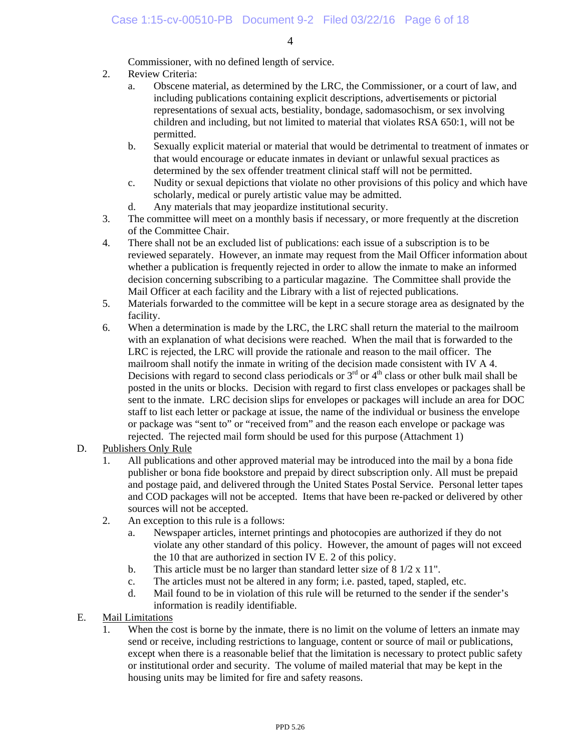Commissioner, with no defined length of service.

2. Review Criteria:
   a. Obscene material, as determined by the LRC, the Commissioner, or a court of law, and including publications containing explicit descriptions, advertisements or pictorial representations of sexual acts, bestiality, bondage, sadomasochism, or sex involving children and including, but not limited to material that violates RSA 650:1, will not be permitted.
   b. Sexually explicit material or material that would be detrimental to treatment of inmates or that would encourage or educate inmates in deviant or unlawful sexual practices as determined by the sex offender treatment clinical staff will not be permitted.
   c. Nudity or sexual depictions that violate no other provisions of this policy and which have scholarly, medical or purely artistic value may be admitted.
   d. Any materials that may jeopardize institutional security.
3. The committee will meet on a monthly basis if necessary, or more frequently at the discretion of the Committee Chair.
4. There shall not be an excluded list of publications: each issue of a subscription is to be reviewed separately. However, an inmate may request from the Mail Officer information about whether a publication is frequently rejected in order to allow the inmate to make an informed decision concerning subscribing to a particular magazine. The Committee shall provide the Mail Officer at each facility and the Library with a list of rejected publications.
5. Materials forwarded to the committee will be kept in a secure storage area as designated by the facility.
6. When a determination is made by the LRC, the LRC shall return the material to the mailroom with an explanation of what decisions were reached. When the mail that is forwarded to the LRC is rejected, the LRC will provide the rationale and reason to the mail officer. The mailroom shall notify the inmate in writing of the decision made consistent with IV A 4. Decisions with regard to second class periodicals or 3rd or 4th class or other bulk mail shall be posted in the units or blocks. Decision with regard to first class envelopes or packages shall be sent to the inmate. LRC decision slips for envelopes or packages will include an area for DOC staff to list each letter or package at issue, the name of the individual or business the envelope or package was "sent to" or "received from" and the reason each envelope or package was rejected. The rejected mail form should be used for this purpose (Attachment 1)

D. Publishers Only Rule
   1. All publications and other approved material may be introduced into the mail by a bona fide publisher or bona fide bookstore and prepaid by direct subscription only. All must be prepaid and postage paid, and delivered through the United States Postal Service. Personal letter tapes and COD packages will not be accepted. Items that have been re-packed or delivered by other sources will not be accepted.
   2. An exception to this rule is a follows:
      a. Newspaper articles, internet printings and photocopies are authorized if they do not violate any other standard of this policy. However, the amount of pages will not exceed the 10 that are authorized in section IV E. 2 of this policy.
      b. This article must be no larger than standard letter size of 8 1/2 x 11".
      c. The articles must not be altered in any form; i.e. pasted, taped, stapled, etc.
      d. Mail found to be in violation of this rule will be returned to the sender if the sender's information is readily identifiable.

E. Mail Limitations
   1. When the cost is borne by the inmate, there is no limit on the volume of letters an inmate may send or receive, including restrictions to language, content or source of mail or publications, except when there is a reasonable belief that the limitation is necessary to protect public safety or institutional order and security. The volume of mailed material that may be kept in the housing units may be limited for fire and safety reasons.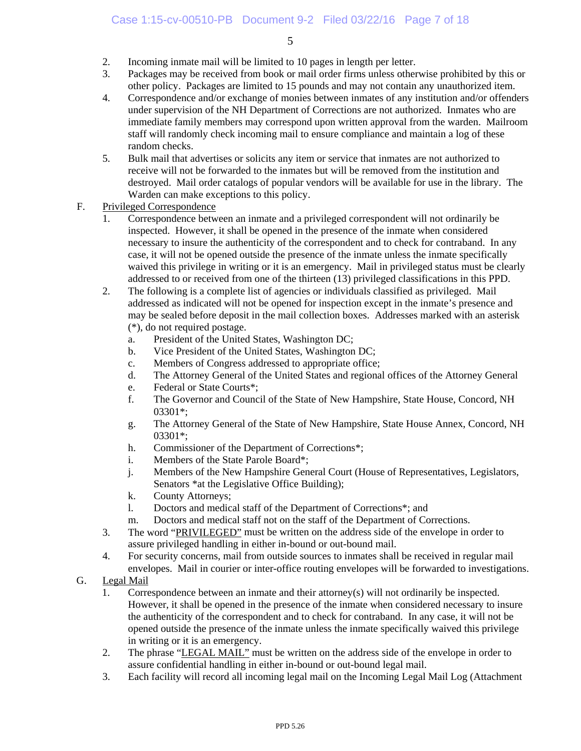2. Incoming inmate mail will be limited to 10 pages in length per letter.
3. Packages may be received from book or mail order firms unless otherwise prohibited by this or other policy. Packages are limited to 15 pounds and may not contain any unauthorized item.
4. Correspondence and/or exchange of monies between inmates of any institution and/or offenders under supervision of the NH Department of Corrections are not authorized. Inmates who are immediate family members may correspond upon written approval from the warden. Mailroom staff will randomly check incoming mail to ensure compliance and maintain a log of these random checks.
5. Bulk mail that advertises or solicits any item or service that inmates are not authorized to receive will not be forwarded to the inmates but will be removed from the institution and destroyed. Mail order catalogs of popular vendors will be available for use in the library. The Warden can make exceptions to this policy.

F. <u>Privileged Correspondence</u>

1. Correspondence between an inmate and a privileged correspondent will not ordinarily be inspected. However, it shall be opened in the presence of the inmate when considered necessary to insure the authenticity of the correspondent and to check for contraband. In any case, it will not be opened outside the presence of the inmate unless the inmate specifically waived this privilege in writing or it is an emergency. Mail in privileged status must be clearly addressed to or received from one of the thirteen (13) privileged classifications in this PPD.
2. The following is a complete list of agencies or individuals classified as privileged. Mail addressed as indicated will not be opened for inspection except in the inmate's presence and may be sealed before deposit in the mail collection boxes. Addresses marked with an asterisk (*), do not required postage.
   a. President of the United States, Washington DC;
   b. Vice President of the United States, Washington DC;
   c. Members of Congress addressed to appropriate office;
   d. The Attorney General of the United States and regional offices of the Attorney General
   e. Federal or State Courts*;
   f. The Governor and Council of the State of New Hampshire, State House, Concord, NH 03301*;
   g. The Attorney General of the State of New Hampshire, State House Annex, Concord, NH 03301*;
   h. Commissioner of the Department of Corrections*;
   i. Members of the State Parole Board*;
   j. Members of the New Hampshire General Court (House of Representatives, Legislators, Senators *at the Legislative Office Building);
   k. County Attorneys;
   l. Doctors and medical staff of the Department of Corrections*; and
   m. Doctors and medical staff not on the staff of the Department of Corrections.
3. The word "<u>PRIVILEGED</u>" must be written on the address side of the envelope in order to assure privileged handling in either in-bound or out-bound mail.
4. For security concerns, mail from outside sources to inmates shall be received in regular mail envelopes. Mail in courier or inter-office routing envelopes will be forwarded to investigations.

G. <u>Legal Mail</u>

1. Correspondence between an inmate and their attorney(s) will not ordinarily be inspected. However, it shall be opened in the presence of the inmate when considered necessary to insure the authenticity of the correspondent and to check for contraband. In any case, it will not be opened outside the presence of the inmate unless the inmate specifically waived this privilege in writing or it is an emergency.
2. The phrase "<u>LEGAL MAIL</u>" must be written on the address side of the envelope in order to assure confidential handling in either in-bound or out-bound legal mail.
3. Each facility will record all incoming legal mail on the Incoming Legal Mail Log (Attachment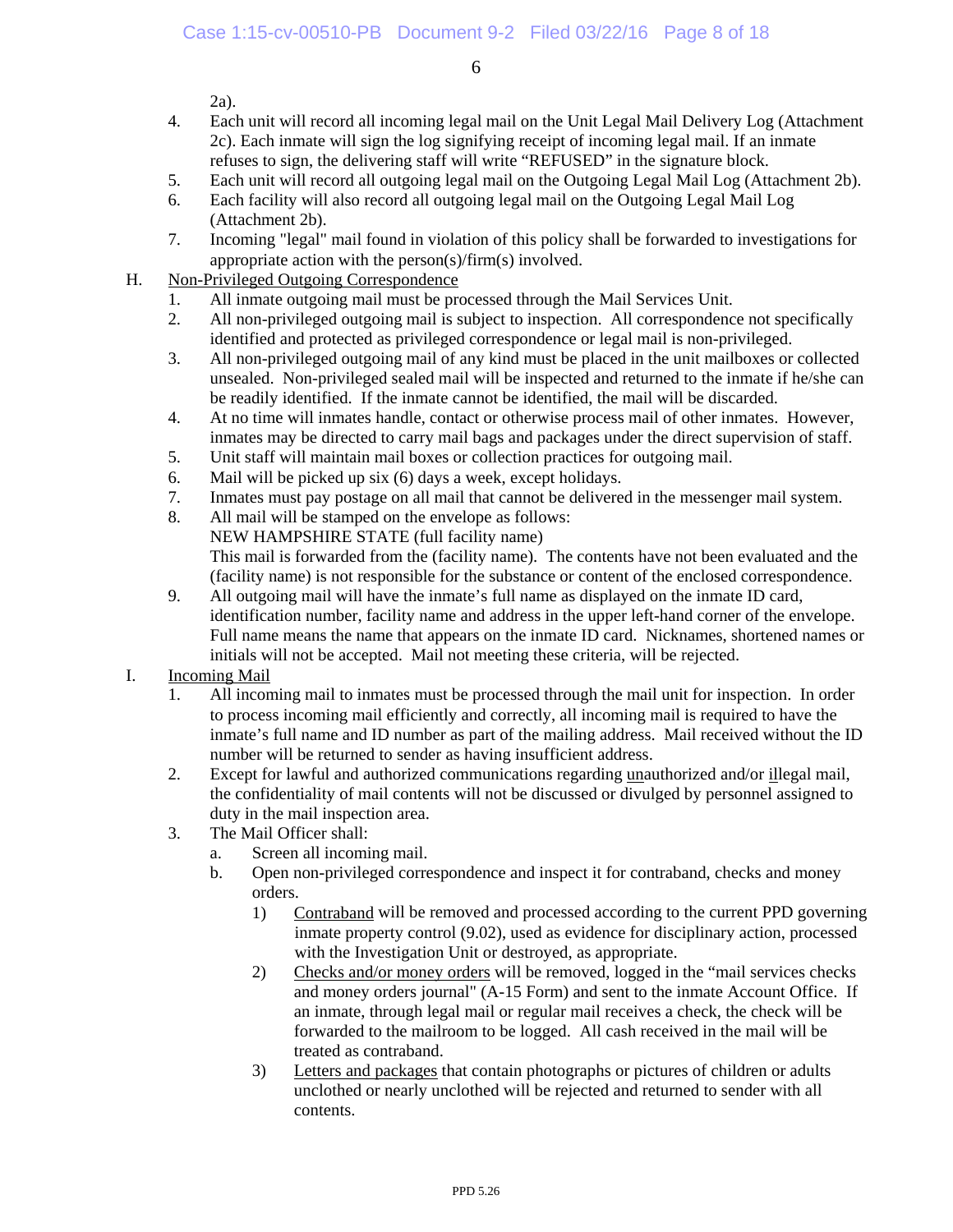2a).

4. Each unit will record all incoming legal mail on the Unit Legal Mail Delivery Log (Attachment 2c). Each inmate will sign the log signifying receipt of incoming legal mail. If an inmate refuses to sign, the delivering staff will write "REFUSED" in the signature block.
5. Each unit will record all outgoing legal mail on the Outgoing Legal Mail Log (Attachment 2b).
6. Each facility will also record all outgoing legal mail on the Outgoing Legal Mail Log (Attachment 2b).
7. Incoming "legal" mail found in violation of this policy shall be forwarded to investigations for appropriate action with the person(s)/firm(s) involved.

H. <u>Non-Privileged Outgoing Correspondence</u>

1. All inmate outgoing mail must be processed through the Mail Services Unit.
2. All non-privileged outgoing mail is subject to inspection. All correspondence not specifically identified and protected as privileged correspondence or legal mail is non-privileged.
3. All non-privileged outgoing mail of any kind must be placed in the unit mailboxes or collected unsealed. Non-privileged sealed mail will be inspected and returned to the inmate if he/she can be readily identified. If the inmate cannot be identified, the mail will be discarded.
4. At no time will inmates handle, contact or otherwise process mail of other inmates. However, inmates may be directed to carry mail bags and packages under the direct supervision of staff.
5. Unit staff will maintain mail boxes or collection practices for outgoing mail.
6. Mail will be picked up six (6) days a week, except holidays.
7. Inmates must pay postage on all mail that cannot be delivered in the messenger mail system.
8. All mail will be stamped on the envelope as follows:
   NEW HAMPSHIRE STATE (full facility name)
   This mail is forwarded from the (facility name). The contents have not been evaluated and the (facility name) is not responsible for the substance or content of the enclosed correspondence.
9. All outgoing mail will have the inmate's full name as displayed on the inmate ID card, identification number, facility name and address in the upper left-hand corner of the envelope. Full name means the name that appears on the inmate ID card. Nicknames, shortened names or initials will not be accepted. Mail not meeting these criteria, will be rejected.

I. <u>Incoming Mail</u>

1. All incoming mail to inmates must be processed through the mail unit for inspection. In order to process incoming mail efficiently and correctly, all incoming mail is required to have the inmate's full name and ID number as part of the mailing address. Mail received without the ID number will be returned to sender as having insufficient address.
2. Except for lawful and authorized communications regarding <u>un</u>authorized and/or <u>il</u>legal mail, the confidentiality of mail contents will not be discussed or divulged by personnel assigned to duty in the mail inspection area.
3. The Mail Officer shall:
   a. Screen all incoming mail.
   b. Open non-privileged correspondence and inspect it for contraband, checks and money orders.
      1) <u>Contraband</u> will be removed and processed according to the current PPD governing inmate property control (9.02), used as evidence for disciplinary action, processed with the Investigation Unit or destroyed, as appropriate.
      2) <u>Checks and/or money orders</u> will be removed, logged in the "mail services checks and money orders journal" (A-15 Form) and sent to the inmate Account Office. If an inmate, through legal mail or regular mail receives a check, the check will be forwarded to the mailroom to be logged. All cash received in the mail will be treated as contraband.
      3) <u>Letters and packages</u> that contain photographs or pictures of children or adults unclothed or nearly unclothed will be rejected and returned to sender with all contents.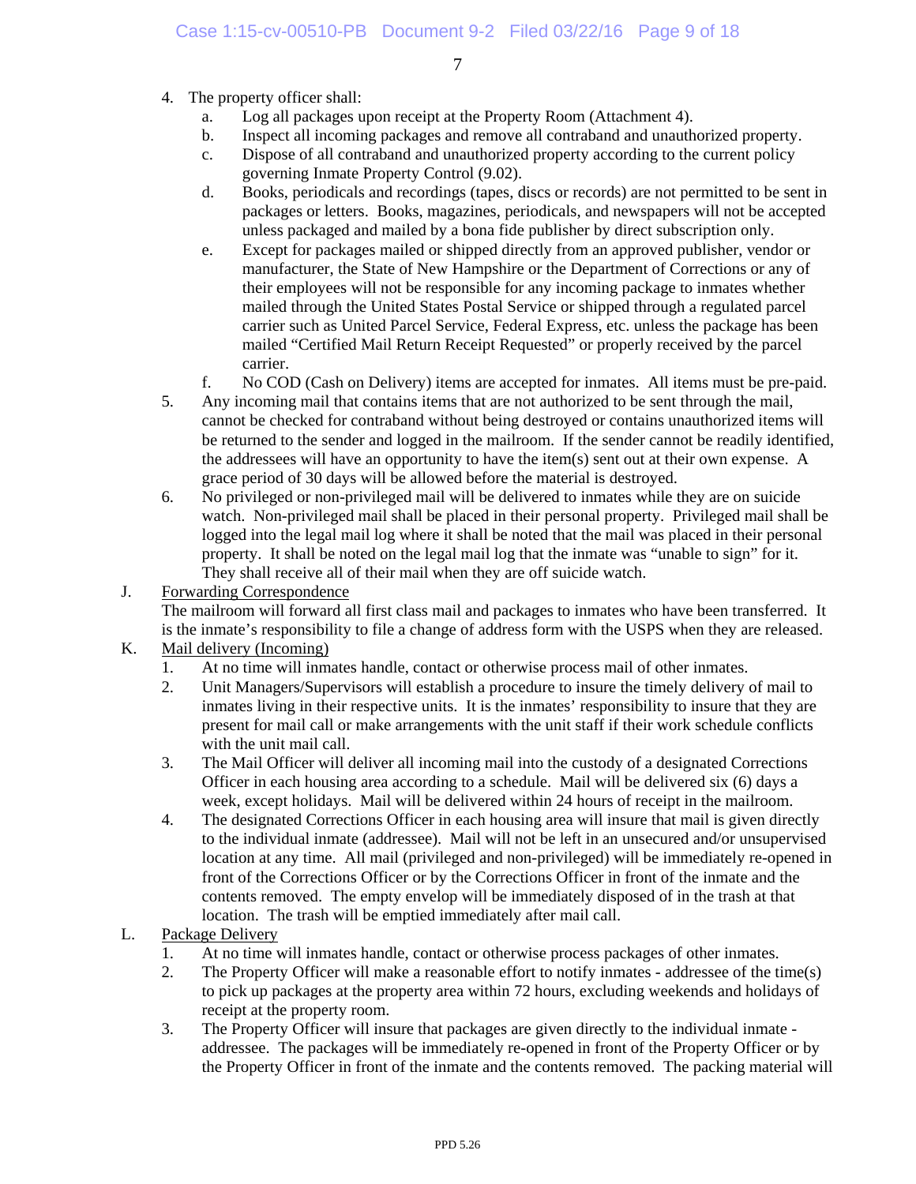4. The property officer shall:
    a. Log all packages upon receipt at the Property Room (Attachment 4).
    b. Inspect all incoming packages and remove all contraband and unauthorized property.
    c. Dispose of all contraband and unauthorized property according to the current policy governing Inmate Property Control (9.02).
    d. Books, periodicals and recordings (tapes, discs or records) are not permitted to be sent in packages or letters. Books, magazines, periodicals, and newspapers will not be accepted unless packaged and mailed by a bona fide publisher by direct subscription only.
    e. Except for packages mailed or shipped directly from an approved publisher, vendor or manufacturer, the State of New Hampshire or the Department of Corrections or any of their employees will not be responsible for any incoming package to inmates whether mailed through the United States Postal Service or shipped through a regulated parcel carrier such as United Parcel Service, Federal Express, etc. unless the package has been mailed "Certified Mail Return Receipt Requested" or properly received by the parcel carrier.
    f. No COD (Cash on Delivery) items are accepted for inmates. All items must be pre-paid.
5. Any incoming mail that contains items that are not authorized to be sent through the mail, cannot be checked for contraband without being destroyed or contains unauthorized items will be returned to the sender and logged in the mailroom. If the sender cannot be readily identified, the addressees will have an opportunity to have the item(s) sent out at their own expense. A grace period of 30 days will be allowed before the material is destroyed.
6. No privileged or non-privileged mail will be delivered to inmates while they are on suicide watch. Non-privileged mail shall be placed in their personal property. Privileged mail shall be logged into the legal mail log where it shall be noted that the mail was placed in their personal property. It shall be noted on the legal mail log that the inmate was "unable to sign" for it. They shall receive all of their mail when they are off suicide watch.

J. <u>Forwarding Correspondence</u>
The mailroom will forward all first class mail and packages to inmates who have been transferred. It is the inmate's responsibility to file a change of address form with the USPS when they are released.

K. <u>Mail delivery (Incoming)</u>
1. At no time will inmates handle, contact or otherwise process mail of other inmates.
2. Unit Managers/Supervisors will establish a procedure to insure the timely delivery of mail to inmates living in their respective units. It is the inmates' responsibility to insure that they are present for mail call or make arrangements with the unit staff if their work schedule conflicts with the unit mail call.
3. The Mail Officer will deliver all incoming mail into the custody of a designated Corrections Officer in each housing area according to a schedule. Mail will be delivered six (6) days a week, except holidays. Mail will be delivered within 24 hours of receipt in the mailroom.
4. The designated Corrections Officer in each housing area will insure that mail is given directly to the individual inmate (addressee). Mail will not be left in an unsecured and/or unsupervised location at any time. All mail (privileged and non-privileged) will be immediately re-opened in front of the Corrections Officer or by the Corrections Officer in front of the inmate and the contents removed. The empty envelop will be immediately disposed of in the trash at that location. The trash will be emptied immediately after mail call.

L. <u>Package Delivery</u>
1. At no time will inmates handle, contact or otherwise process packages of other inmates.
2. The Property Officer will make a reasonable effort to notify inmates - addressee of the time(s) to pick up packages at the property area within 72 hours, excluding weekends and holidays of receipt at the property room.
3. The Property Officer will insure that packages are given directly to the individual inmate - addressee. The packages will be immediately re-opened in front of the Property Officer or by the Property Officer in front of the inmate and the contents removed. The packing material will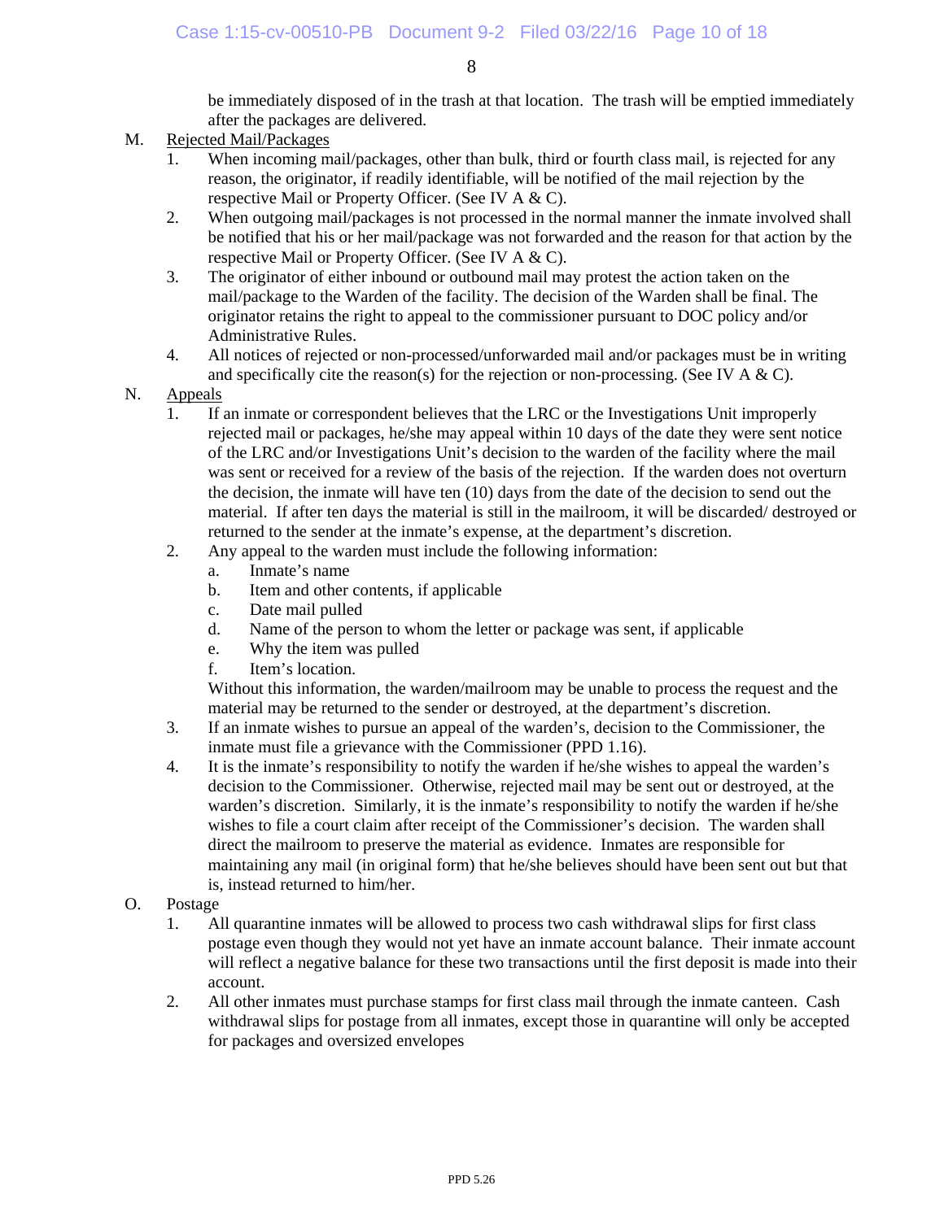be immediately disposed of in the trash at that location. The trash will be emptied immediately after the packages are delivered.

M. Rejected Mail/Packages

1. When incoming mail/packages, other than bulk, third or fourth class mail, is rejected for any reason, the originator, if readily identifiable, will be notified of the mail rejection by the respective Mail or Property Officer. (See IV A & C).
2. When outgoing mail/packages is not processed in the normal manner the inmate involved shall be notified that his or her mail/package was not forwarded and the reason for that action by the respective Mail or Property Officer. (See IV A & C).
3. The originator of either inbound or outbound mail may protest the action taken on the mail/package to the Warden of the facility. The decision of the Warden shall be final. The originator retains the right to appeal to the commissioner pursuant to DOC policy and/or Administrative Rules.
4. All notices of rejected or non-processed/unforwarded mail and/or packages must be in writing and specifically cite the reason(s) for the rejection or non-processing. (See IV A & C).

N. Appeals

1. If an inmate or correspondent believes that the LRC or the Investigations Unit improperly rejected mail or packages, he/she may appeal within 10 days of the date they were sent notice of the LRC and/or Investigations Unit's decision to the warden of the facility where the mail was sent or received for a review of the basis of the rejection. If the warden does not overturn the decision, the inmate will have ten (10) days from the date of the decision to send out the material. If after ten days the material is still in the mailroom, it will be discarded/ destroyed or returned to the sender at the inmate's expense, at the department's discretion.
2. Any appeal to the warden must include the following information:
   a. Inmate's name
   b. Item and other contents, if applicable
   c. Date mail pulled
   d. Name of the person to whom the letter or package was sent, if applicable
   e. Why the item was pulled
   f. Item's location.

   Without this information, the warden/mailroom may be unable to process the request and the material may be returned to the sender or destroyed, at the department's discretion.
3. If an inmate wishes to pursue an appeal of the warden's, decision to the Commissioner, the inmate must file a grievance with the Commissioner (PPD 1.16).
4. It is the inmate's responsibility to notify the warden if he/she wishes to appeal the warden's decision to the Commissioner. Otherwise, rejected mail may be sent out or destroyed, at the warden's discretion. Similarly, it is the inmate's responsibility to notify the warden if he/she wishes to file a court claim after receipt of the Commissioner's decision. The warden shall direct the mailroom to preserve the material as evidence. Inmates are responsible for maintaining any mail (in original form) that he/she believes should have been sent out but that is, instead returned to him/her.

O. Postage

1. All quarantine inmates will be allowed to process two cash withdrawal slips for first class postage even though they would not yet have an inmate account balance. Their inmate account will reflect a negative balance for these two transactions until the first deposit is made into their account.
2. All other inmates must purchase stamps for first class mail through the inmate canteen. Cash withdrawal slips for postage from all inmates, except those in quarantine will only be accepted for packages and oversized envelopes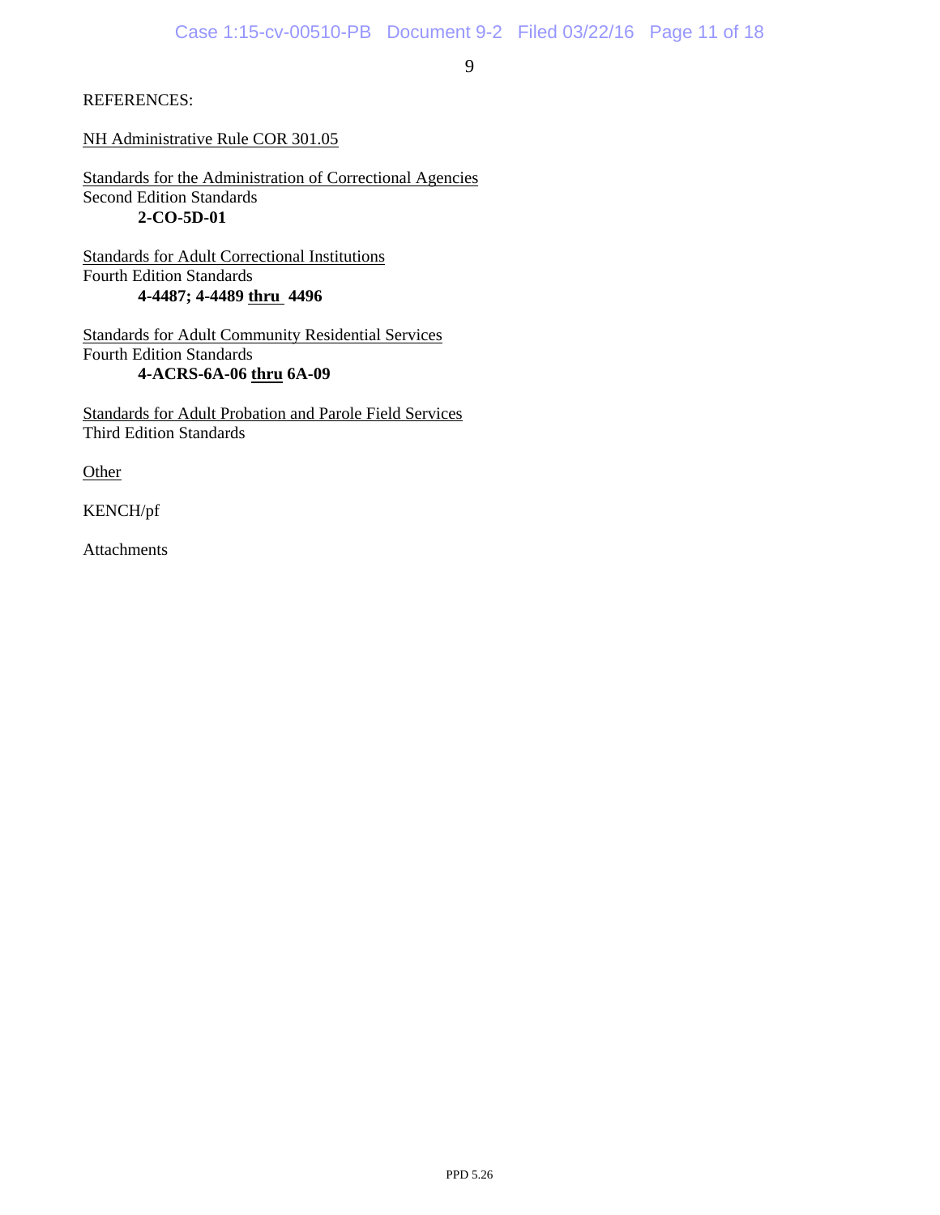REFERENCES:

NH Administrative Rule COR 301.05

Standards for the Administration of Correctional Agencies
Second Edition Standards
**2-CO-5D-01**

Standards for Adult Correctional Institutions
Fourth Edition Standards
**4-4487; 4-4489 thru 4496**

Standards for Adult Community Residential Services
Fourth Edition Standards
**4-ACRS-6A-06 thru 6A-09**

Standards for Adult Probation and Parole Field Services
Third Edition Standards

Other

KENCH/pf

Attachments

PPD 5.26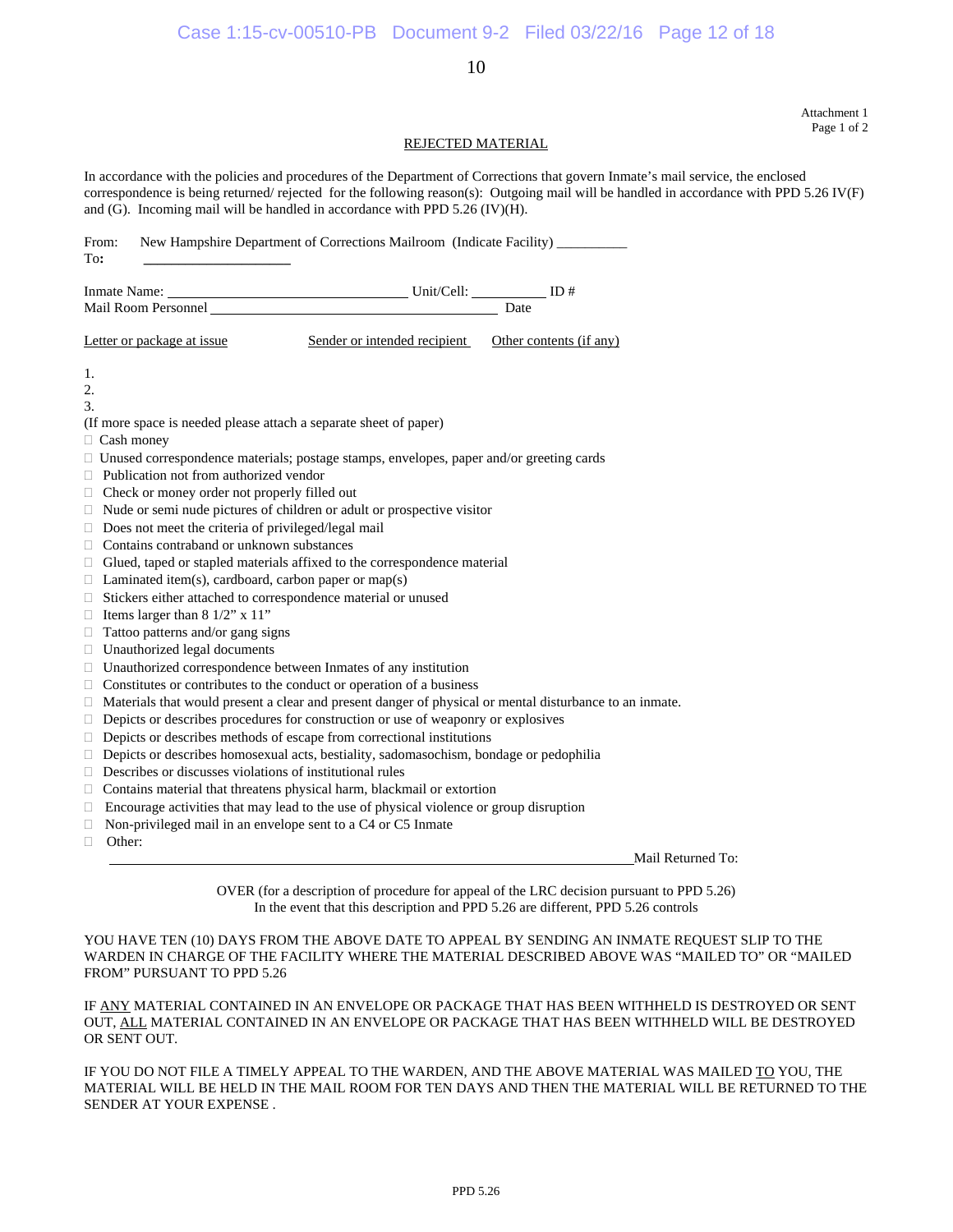Attachment 1
Page 1 of 2

## REJECTED MATERIAL

In accordance with the policies and procedures of the Department of Corrections that govern Inmate's mail service, the enclosed correspondence is being returned/ rejected for the following reason(s): Outgoing mail will be handled in accordance with PPD 5.26 IV(F) and (G). Incoming mail will be handled in accordance with PPD 5.26 (IV)(H).

From: New Hampshire Department of Corrections Mailroom (Indicate Facility) __________
**To:** ____________________

Inmate Name: ________________________________ Unit/Cell: __________ ID #
Mail Room Personnel ________________________________________ Date

Letter or package at issue | Sender or intended recipient | Other contents (if any)

1.
2.
3.

(If more space is needed please attach a separate sheet of paper)

- ☐ Cash money
- ☐ Unused correspondence materials; postage stamps, envelopes, paper and/or greeting cards
- ☐ Publication not from authorized vendor
- ☐ Check or money order not properly filled out
- ☐ Nude or semi nude pictures of children or adult or prospective visitor
- ☐ Does not meet the criteria of privileged/legal mail
- ☐ Contains contraband or unknown substances
- ☐ Glued, taped or stapled materials affixed to the correspondence material
- ☐ Laminated item(s), cardboard, carbon paper or map(s)
- ☐ Stickers either attached to correspondence material or unused
- ☐ Items larger than 8 1/2" x 11"
- ☐ Tattoo patterns and/or gang signs
- ☐ Unauthorized legal documents
- ☐ Unauthorized correspondence between Inmates of any institution
- ☐ Constitutes or contributes to the conduct or operation of a business
- ☐ Materials that would present a clear and present danger of physical or mental disturbance to an inmate.
- ☐ Depicts or describes procedures for construction or use of weaponry or explosives
- ☐ Depicts or describes methods of escape from correctional institutions
- ☐ Depicts or describes homosexual acts, bestiality, sadomasochism, bondage or pedophilia
- ☐ Describes or discusses violations of institutional rules
- ☐ Contains material that threatens physical harm, blackmail or extortion
- ☐ Encourage activities that may lead to the use of physical violence or group disruption
- ☐ Non-privileged mail in an envelope sent to a C4 or C5 Inmate
- ☐ Other:

____________________________________________________________ Mail Returned To:

OVER (for a description of procedure for appeal of the LRC decision pursuant to PPD 5.26)
In the event that this description and PPD 5.26 are different, PPD 5.26 controls

YOU HAVE TEN (10) DAYS FROM THE ABOVE DATE TO APPEAL BY SENDING AN INMATE REQUEST SLIP TO THE WARDEN IN CHARGE OF THE FACILITY WHERE THE MATERIAL DESCRIBED ABOVE WAS "MAILED TO" OR "MAILED FROM" PURSUANT TO PPD 5.26

IF ANY MATERIAL CONTAINED IN AN ENVELOPE OR PACKAGE THAT HAS BEEN WITHHELD IS DESTROYED OR SENT OUT, ALL MATERIAL CONTAINED IN AN ENVELOPE OR PACKAGE THAT HAS BEEN WITHHELD WILL BE DESTROYED OR SENT OUT.

IF YOU DO NOT FILE A TIMELY APPEAL TO THE WARDEN, AND THE ABOVE MATERIAL WAS MAILED TO YOU, THE MATERIAL WILL BE HELD IN THE MAIL ROOM FOR TEN DAYS AND THEN THE MATERIAL WILL BE RETURNED TO THE SENDER AT YOUR EXPENSE .

PPD 5.26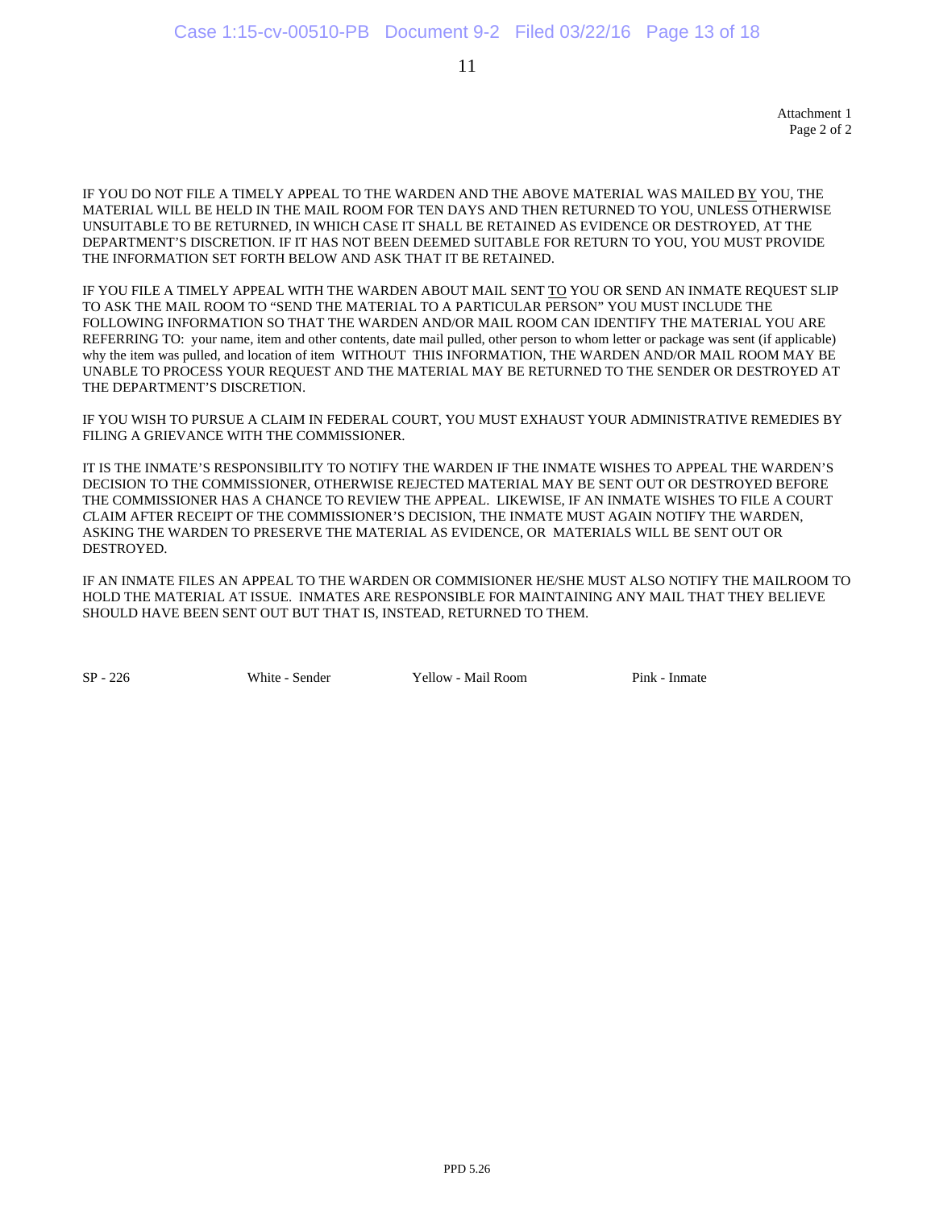Attachment 1
Page 2 of 2

IF YOU DO NOT FILE A TIMELY APPEAL TO THE WARDEN AND THE ABOVE MATERIAL WAS MAILED BY YOU, THE MATERIAL WILL BE HELD IN THE MAIL ROOM FOR TEN DAYS AND THEN RETURNED TO YOU, UNLESS OTHERWISE UNSUITABLE TO BE RETURNED, IN WHICH CASE IT SHALL BE RETAINED AS EVIDENCE OR DESTROYED, AT THE DEPARTMENT'S DISCRETION. IF IT HAS NOT BEEN DEEMED SUITABLE FOR RETURN TO YOU, YOU MUST PROVIDE THE INFORMATION SET FORTH BELOW AND ASK THAT IT BE RETAINED.

IF YOU FILE A TIMELY APPEAL WITH THE WARDEN ABOUT MAIL SENT TO YOU OR SEND AN INMATE REQUEST SLIP TO ASK THE MAIL ROOM TO "SEND THE MATERIAL TO A PARTICULAR PERSON" YOU MUST INCLUDE THE FOLLOWING INFORMATION SO THAT THE WARDEN AND/OR MAIL ROOM CAN IDENTIFY THE MATERIAL YOU ARE REFERRING TO: your name, item and other contents, date mail pulled, other person to whom letter or package was sent (if applicable) why the item was pulled, and location of item WITHOUT THIS INFORMATION, THE WARDEN AND/OR MAIL ROOM MAY BE UNABLE TO PROCESS YOUR REQUEST AND THE MATERIAL MAY BE RETURNED TO THE SENDER OR DESTROYED AT THE DEPARTMENT'S DISCRETION.

IF YOU WISH TO PURSUE A CLAIM IN FEDERAL COURT, YOU MUST EXHAUST YOUR ADMINISTRATIVE REMEDIES BY FILING A GRIEVANCE WITH THE COMMISSIONER.

IT IS THE INMATE'S RESPONSIBILITY TO NOTIFY THE WARDEN IF THE INMATE WISHES TO APPEAL THE WARDEN'S DECISION TO THE COMMISSIONER, OTHERWISE REJECTED MATERIAL MAY BE SENT OUT OR DESTROYED BEFORE THE COMMISSIONER HAS A CHANCE TO REVIEW THE APPEAL. LIKEWISE, IF AN INMATE WISHES TO FILE A COURT CLAIM AFTER RECEIPT OF THE COMMISSIONER'S DECISION, THE INMATE MUST AGAIN NOTIFY THE WARDEN, ASKING THE WARDEN TO PRESERVE THE MATERIAL AS EVIDENCE, OR MATERIALS WILL BE SENT OUT OR DESTROYED.

IF AN INMATE FILES AN APPEAL TO THE WARDEN OR COMMISIONER HE/SHE MUST ALSO NOTIFY THE MAILROOM TO HOLD THE MATERIAL AT ISSUE. INMATES ARE RESPONSIBLE FOR MAINTAINING ANY MAIL THAT THEY BELIEVE SHOULD HAVE BEEN SENT OUT BUT THAT IS, INSTEAD, RETURNED TO THEM.

SP - 226 White - Sender Yellow - Mail Room Pink - Inmate

PPD 5.26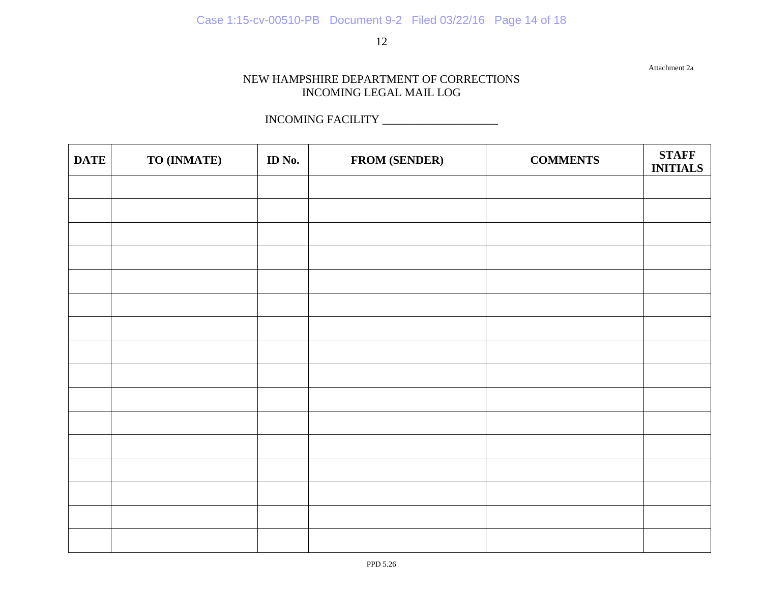Attachment 2a

# NEW HAMPSHIRE DEPARTMENT OF CORRECTIONS
# INCOMING LEGAL MAIL LOG

INCOMING FACILITY ____________________

| DATE | TO (INMATE) | ID No. | FROM (SENDER) | COMMENTS | STAFF INITIALS |
|---|---|---|---|---|---|
| | | | | | |
| | | | | | |
| | | | | | |
| | | | | | |
| | | | | | |
| | | | | | |
| | | | | | |
| | | | | | |
| | | | | | |
| | | | | | |
| | | | | | |
| | | | | | |
| | | | | | |
| | | | | | |
| | | | | | |
| | | | | | |

PPD 5.26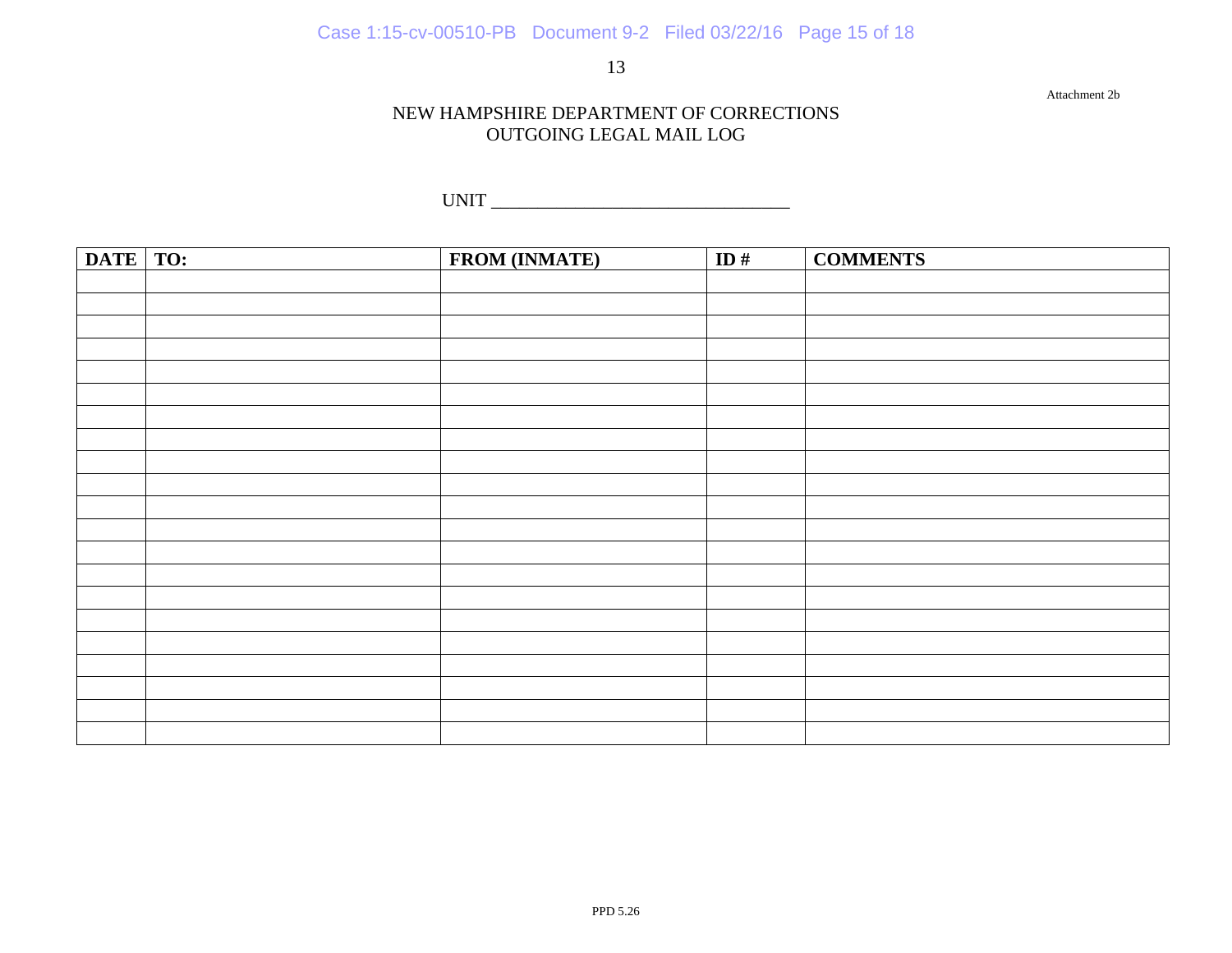Attachment 2b

NEW HAMPSHIRE DEPARTMENT OF CORRECTIONS
OUTGOING LEGAL MAIL LOG

UNIT ________________________________

| DATE | TO: | FROM (INMATE) | ID # | COMMENTS |
|---|---|---|---|---|
| | | | | |
| | | | | |
| | | | | |
| | | | | |
| | | | | |
| | | | | |
| | | | | |
| | | | | |
| | | | | |
| | | | | |
| | | | | |
| | | | | |
| | | | | |
| | | | | |
| | | | | |
| | | | | |
| | | | | |
| | | | | |
| | | | | |
| | | | | |
| | | | | |

PPD 5.26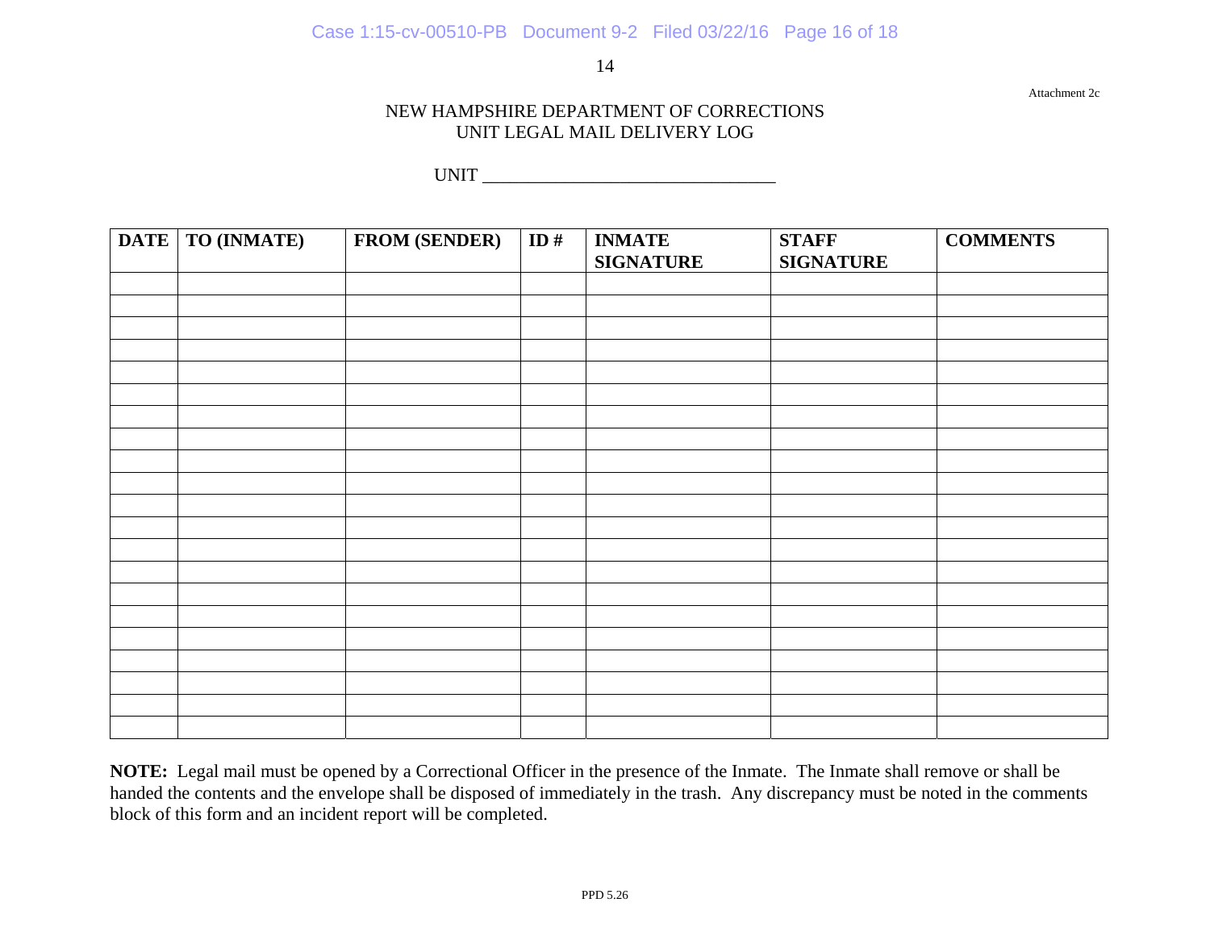Attachment 2c

# NEW HAMPSHIRE DEPARTMENT OF CORRECTIONS
## UNIT LEGAL MAIL DELIVERY LOG

UNIT ________________________________

| DATE | TO (INMATE) | FROM (SENDER) | ID # | INMATE SIGNATURE | STAFF SIGNATURE | COMMENTS |
|---|---|---|---|---|---|---|
| | | | | | | |
| | | | | | | |
| | | | | | | |
| | | | | | | |
| | | | | | | |
| | | | | | | |
| | | | | | | |
| | | | | | | |
| | | | | | | |
| | | | | | | |
| | | | | | | |
| | | | | | | |
| | | | | | | |
| | | | | | | |
| | | | | | | |
| | | | | | | |
| | | | | | | |
| | | | | | | |
| | | | | | | |
| | | | | | | |
| | | | | | | |

**NOTE:** Legal mail must be opened by a Correctional Officer in the presence of the Inmate. The Inmate shall remove or shall be handed the contents and the envelope shall be disposed of immediately in the trash. Any discrepancy must be noted in the comments block of this form and an incident report will be completed.

PPD 5.26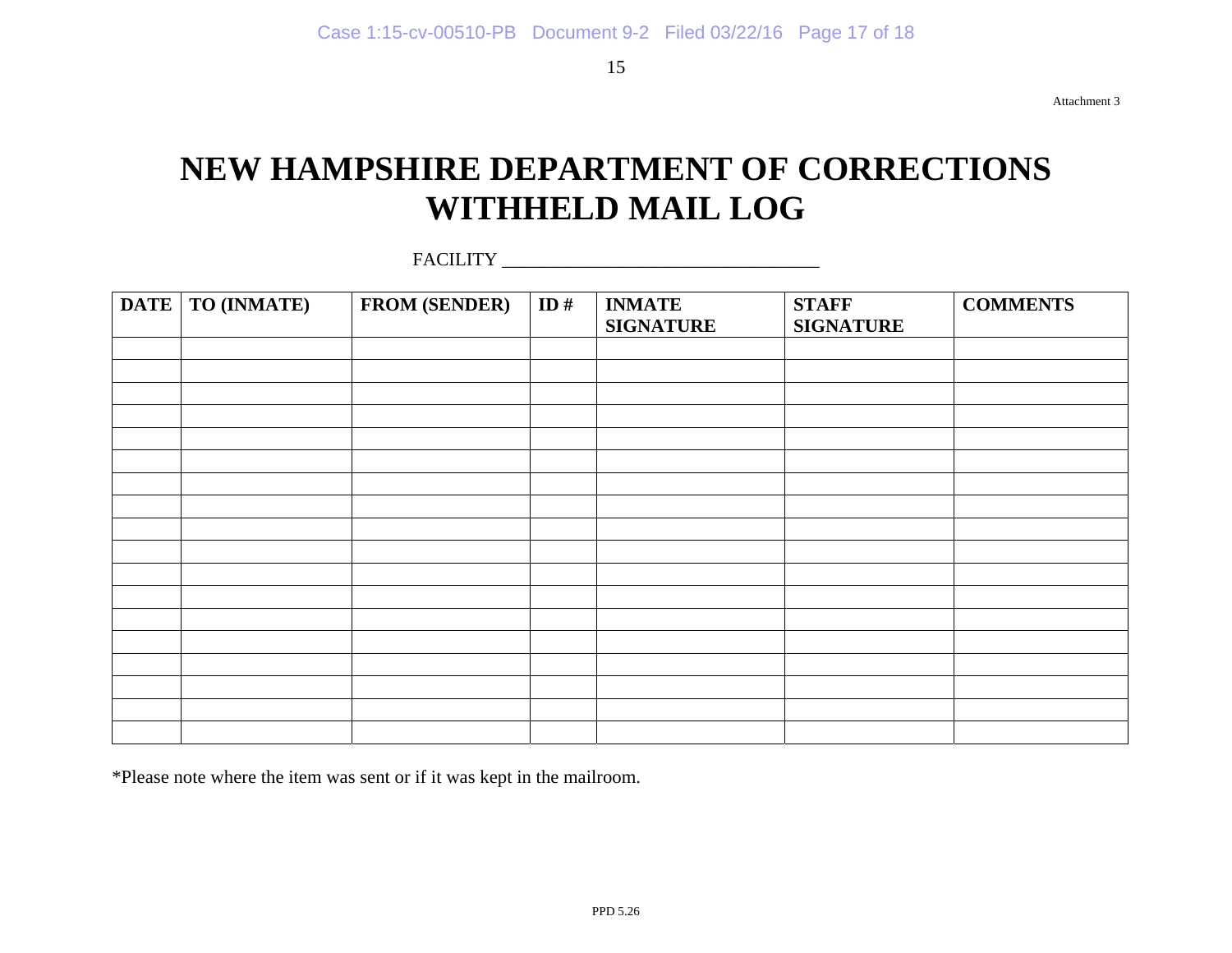Attachment 3

# NEW HAMPSHIRE DEPARTMENT OF CORRECTIONS
# WITHHELD MAIL LOG

FACILITY ________________________________

| DATE | TO (INMATE) | FROM (SENDER) | ID # | INMATE SIGNATURE | STAFF SIGNATURE | COMMENTS |
|---|---|---|---|---|---|---|
| | | | | | | |
| | | | | | | |
| | | | | | | |
| | | | | | | |
| | | | | | | |
| | | | | | | |
| | | | | | | |
| | | | | | | |
| | | | | | | |
| | | | | | | |
| | | | | | | |
| | | | | | | |
| | | | | | | |
| | | | | | | |
| | | | | | | |
| | | | | | | |
| | | | | | | |
| | | | | | | |

*Please note where the item was sent or if it was kept in the mailroom.

PPD 5.26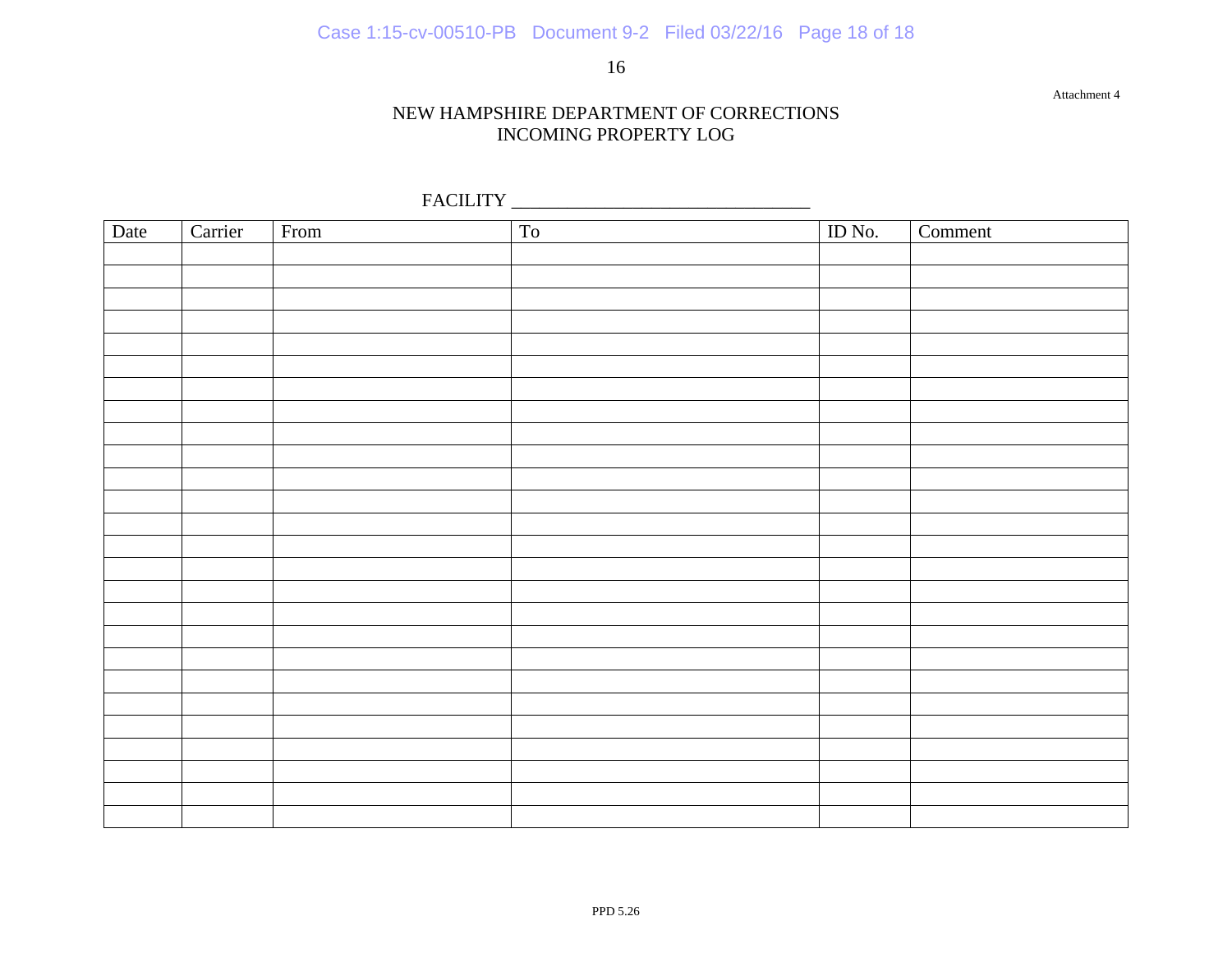Attachment 4

# NEW HAMPSHIRE DEPARTMENT OF CORRECTIONS
## INCOMING PROPERTY LOG

FACILITY ________________________________

| Date | Carrier | From | To | ID No. | Comment |
| --- | --- | --- | --- | --- | --- |
| | | | | | |
| | | | | | |
| | | | | | |
| | | | | | |
| | | | | | |
| | | | | | |
| | | | | | |
| | | | | | |
| | | | | | |
| | | | | | |
| | | | | | |
| | | | | | |
| | | | | | |
| | | | | | |
| | | | | | |
| | | | | | |
| | | | | | |
| | | | | | |
| | | | | | |
| | | | | | |
| | | | | | |
| | | | | | |
| | | | | | |
| | | | | | |
| | | | | | |
| | | | | | |

PPD 5.26